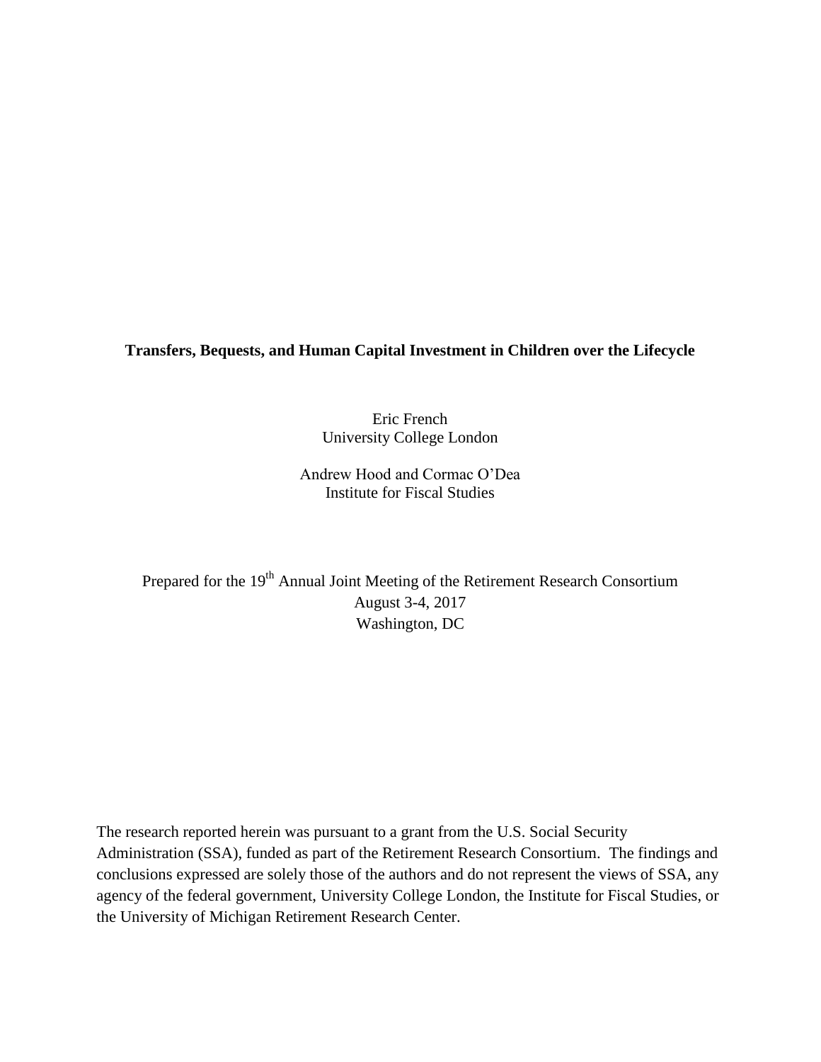# Transfers, Bequests, and Human Capital Investment in Children over the Lifecycle

Eric French
University College London

Andrew Hood and Cormac O'Dea
Institute for Fiscal Studies

Prepared for the 19th Annual Joint Meeting of the Retirement Research Consortium
August 3-4, 2017
Washington, DC

The research reported herein was pursuant to a grant from the U.S. Social Security Administration (SSA), funded as part of the Retirement Research Consortium. The findings and conclusions expressed are solely those of the authors and do not represent the views of SSA, any agency of the federal government, University College London, the Institute for Fiscal Studies, or the University of Michigan Retirement Research Center.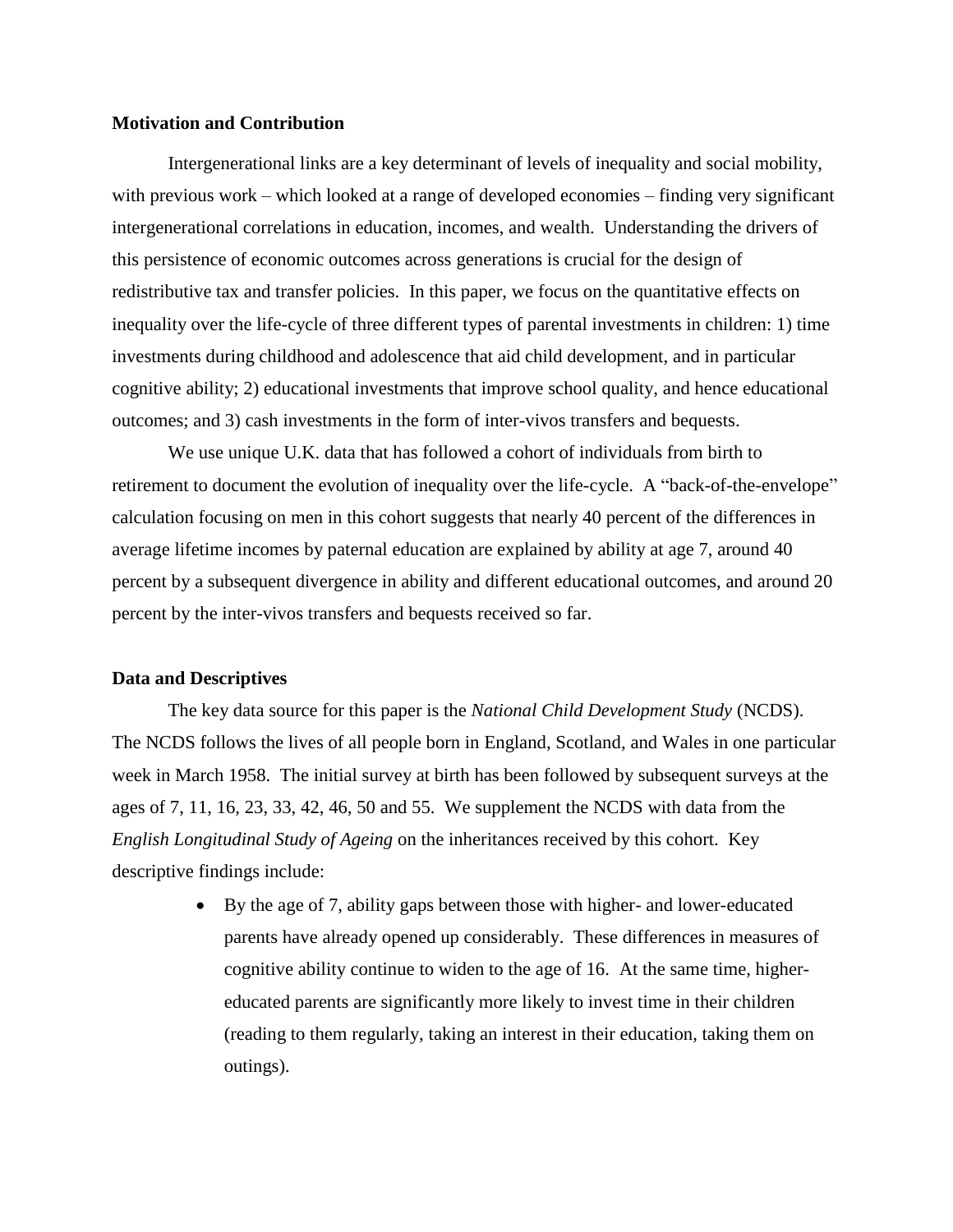**Motivation and Contribution**

Intergenerational links are a key determinant of levels of inequality and social mobility, with previous work – which looked at a range of developed economies – finding very significant intergenerational correlations in education, incomes, and wealth. Understanding the drivers of this persistence of economic outcomes across generations is crucial for the design of redistributive tax and transfer policies. In this paper, we focus on the quantitative effects on inequality over the life-cycle of three different types of parental investments in children: 1) time investments during childhood and adolescence that aid child development, and in particular cognitive ability; 2) educational investments that improve school quality, and hence educational outcomes; and 3) cash investments in the form of inter-vivos transfers and bequests.

We use unique U.K. data that has followed a cohort of individuals from birth to retirement to document the evolution of inequality over the life-cycle. A "back-of-the-envelope" calculation focusing on men in this cohort suggests that nearly 40 percent of the differences in average lifetime incomes by paternal education are explained by ability at age 7, around 40 percent by a subsequent divergence in ability and different educational outcomes, and around 20 percent by the inter-vivos transfers and bequests received so far.

**Data and Descriptives**

The key data source for this paper is the *National Child Development Study* (NCDS). The NCDS follows the lives of all people born in England, Scotland, and Wales in one particular week in March 1958. The initial survey at birth has been followed by subsequent surveys at the ages of 7, 11, 16, 23, 33, 42, 46, 50 and 55. We supplement the NCDS with data from the *English Longitudinal Study of Ageing* on the inheritances received by this cohort. Key descriptive findings include:

- By the age of 7, ability gaps between those with higher- and lower-educated parents have already opened up considerably. These differences in measures of cognitive ability continue to widen to the age of 16. At the same time, higher-educated parents are significantly more likely to invest time in their children (reading to them regularly, taking an interest in their education, taking them on outings).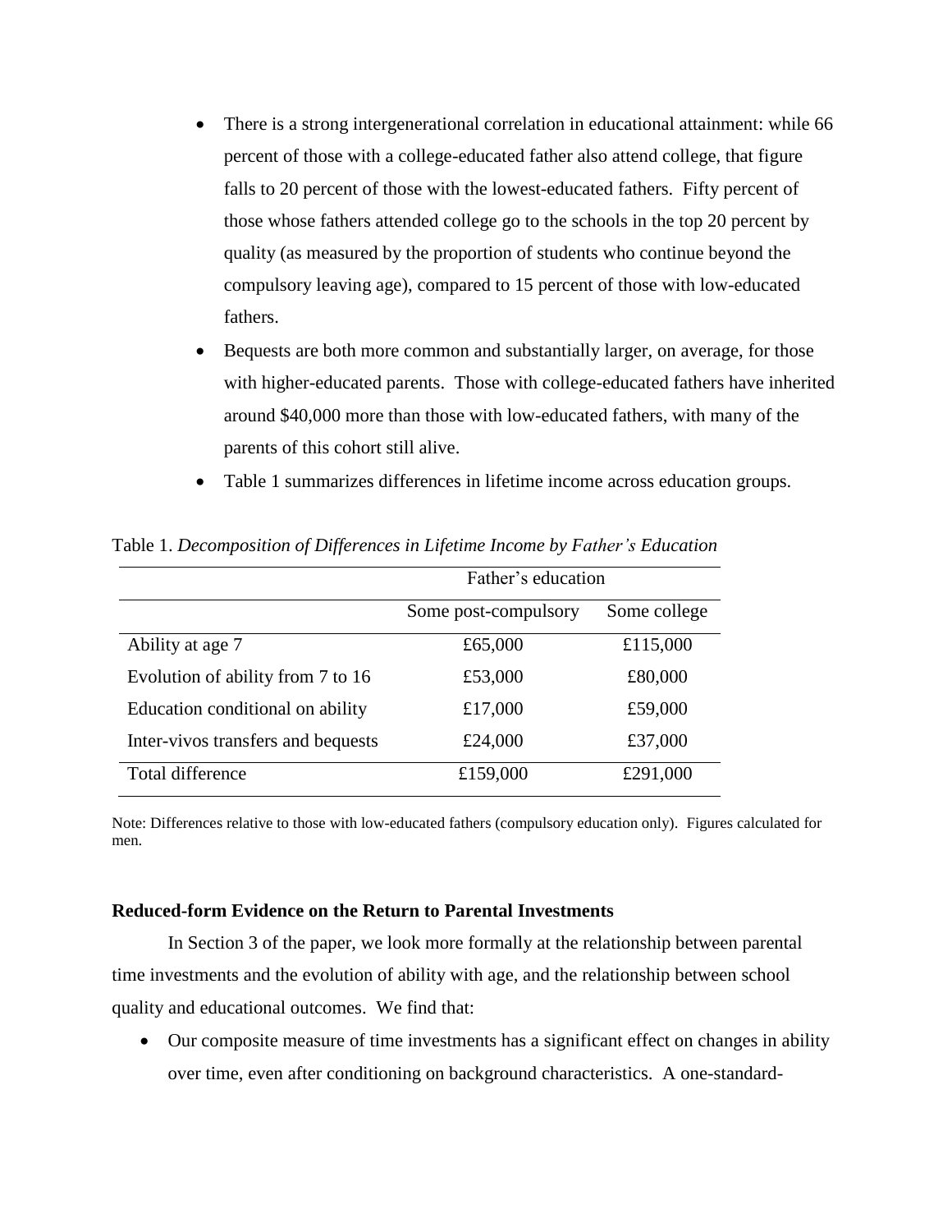- There is a strong intergenerational correlation in educational attainment: while 66 percent of those with a college-educated father also attend college, that figure falls to 20 percent of those with the lowest-educated fathers. Fifty percent of those whose fathers attended college go to the schools in the top 20 percent by quality (as measured by the proportion of students who continue beyond the compulsory leaving age), compared to 15 percent of those with low-educated fathers.
- Bequests are both more common and substantially larger, on average, for those with higher-educated parents. Those with college-educated fathers have inherited around $40,000 more than those with low-educated fathers, with many of the parents of this cohort still alive.
- Table 1 summarizes differences in lifetime income across education groups.

Table 1. *Decomposition of Differences in Lifetime Income by Father's Education*

| | Father's education | |
|---|---|---|
| | Some post-compulsory | Some college |
| Ability at age 7 | £65,000 | £115,000 |
| Evolution of ability from 7 to 16 | £53,000 | £80,000 |
| Education conditional on ability | £17,000 | £59,000 |
| Inter-vivos transfers and bequests | £24,000 | £37,000 |
| Total difference | £159,000 | £291,000 |

Note: Differences relative to those with low-educated fathers (compulsory education only). Figures calculated for men.

**Reduced-form Evidence on the Return to Parental Investments**

In Section 3 of the paper, we look more formally at the relationship between parental time investments and the evolution of ability with age, and the relationship between school quality and educational outcomes. We find that:

- Our composite measure of time investments has a significant effect on changes in ability over time, even after conditioning on background characteristics. A one-standard-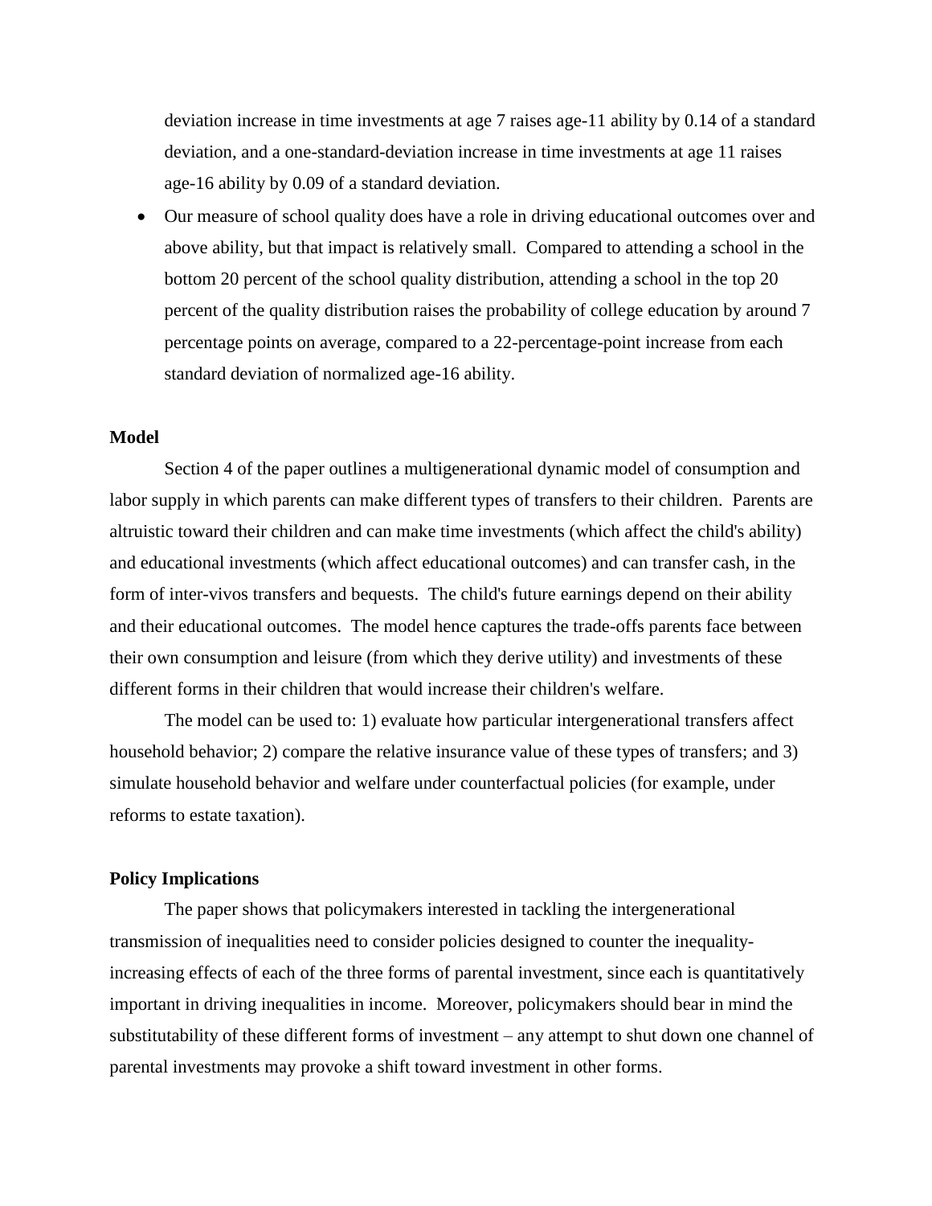deviation increase in time investments at age 7 raises age-11 ability by 0.14 of a standard deviation, and a one-standard-deviation increase in time investments at age 11 raises age-16 ability by 0.09 of a standard deviation.

- Our measure of school quality does have a role in driving educational outcomes over and above ability, but that impact is relatively small. Compared to attending a school in the bottom 20 percent of the school quality distribution, attending a school in the top 20 percent of the quality distribution raises the probability of college education by around 7 percentage points on average, compared to a 22-percentage-point increase from each standard deviation of normalized age-16 ability.

**Model**

Section 4 of the paper outlines a multigenerational dynamic model of consumption and labor supply in which parents can make different types of transfers to their children. Parents are altruistic toward their children and can make time investments (which affect the child's ability) and educational investments (which affect educational outcomes) and can transfer cash, in the form of inter-vivos transfers and bequests. The child's future earnings depend on their ability and their educational outcomes. The model hence captures the trade-offs parents face between their own consumption and leisure (from which they derive utility) and investments of these different forms in their children that would increase their children's welfare.

The model can be used to: 1) evaluate how particular intergenerational transfers affect household behavior; 2) compare the relative insurance value of these types of transfers; and 3) simulate household behavior and welfare under counterfactual policies (for example, under reforms to estate taxation).

**Policy Implications**

The paper shows that policymakers interested in tackling the intergenerational transmission of inequalities need to consider policies designed to counter the inequality-increasing effects of each of the three forms of parental investment, since each is quantitatively important in driving inequalities in income. Moreover, policymakers should bear in mind the substitutability of these different forms of investment – any attempt to shut down one channel of parental investments may provoke a shift toward investment in other forms.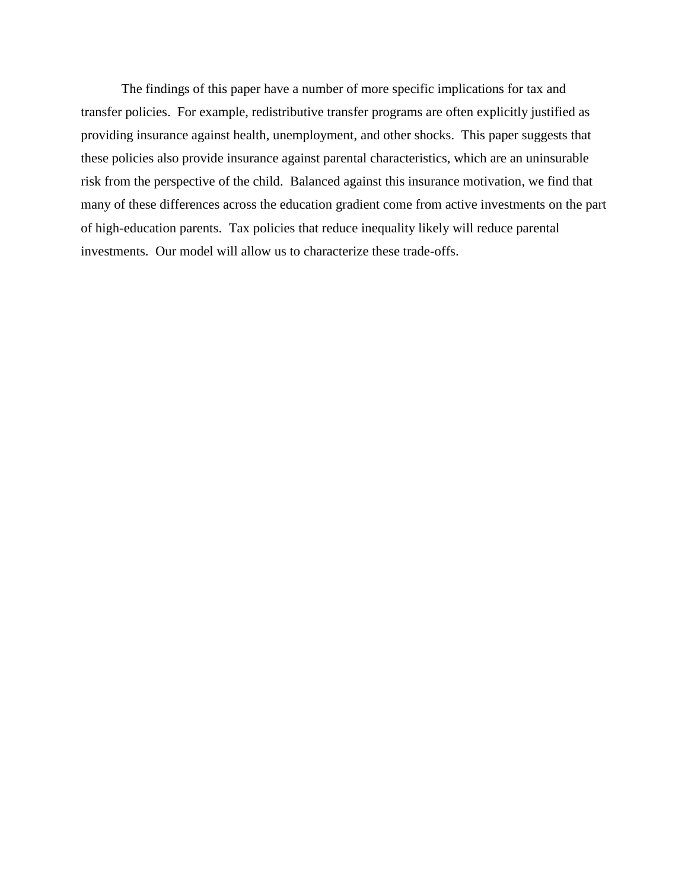The findings of this paper have a number of more specific implications for tax and transfer policies. For example, redistributive transfer programs are often explicitly justified as providing insurance against health, unemployment, and other shocks. This paper suggests that these policies also provide insurance against parental characteristics, which are an uninsurable risk from the perspective of the child. Balanced against this insurance motivation, we find that many of these differences across the education gradient come from active investments on the part of high-education parents. Tax policies that reduce inequality likely will reduce parental investments. Our model will allow us to characterize these trade-offs.